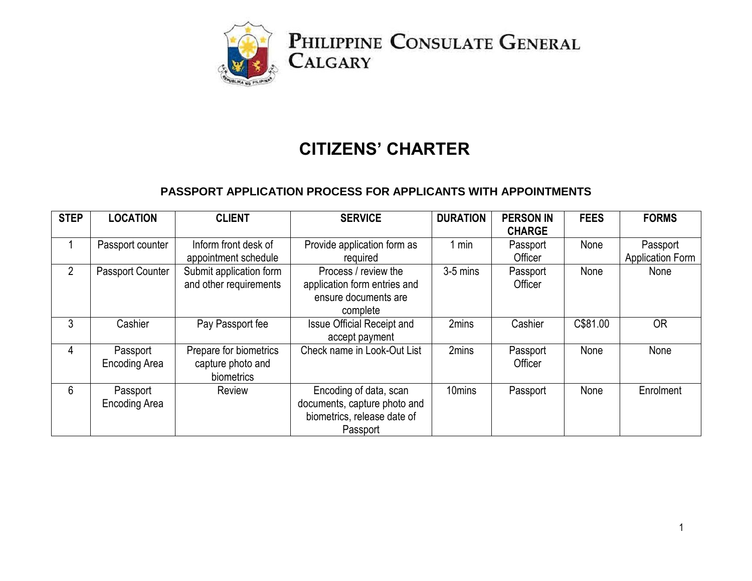# PHILIPPINE CONSULATE GENERAL CALGARY

## CITIZENS' CHARTER

### PASSPORT APPLICATION PROCESS FOR APPLICANTS WITH APPOINTMENTS

| STEP | LOCATION | CLIENT | SERVICE | DURATION | PERSON IN CHARGE | FEES | FORMS |
|---|---|---|---|---|---|---|---|
| 1 | Passport counter | Inform front desk of appointment schedule | Provide application form as required | 1 min | Passport Officer | None | Passport Application Form |
| 2 | Passport Counter | Submit application form and other requirements | Process / review the application form entries and ensure documents are complete | 3-5 mins | Passport Officer | None | None |
| 3 | Cashier | Pay Passport fee | Issue Official Receipt and accept payment | 2mins | Cashier | C$81.00 | OR |
| 4 | Passport Encoding Area | Prepare for biometrics capture photo and biometrics | Check name in Look-Out List | 2mins | Passport Officer | None | None |
| 6 | Passport Encoding Area | Review | Encoding of data, scan documents, capture photo and biometrics, release date of Passport | 10mins | Passport | None | Enrolment |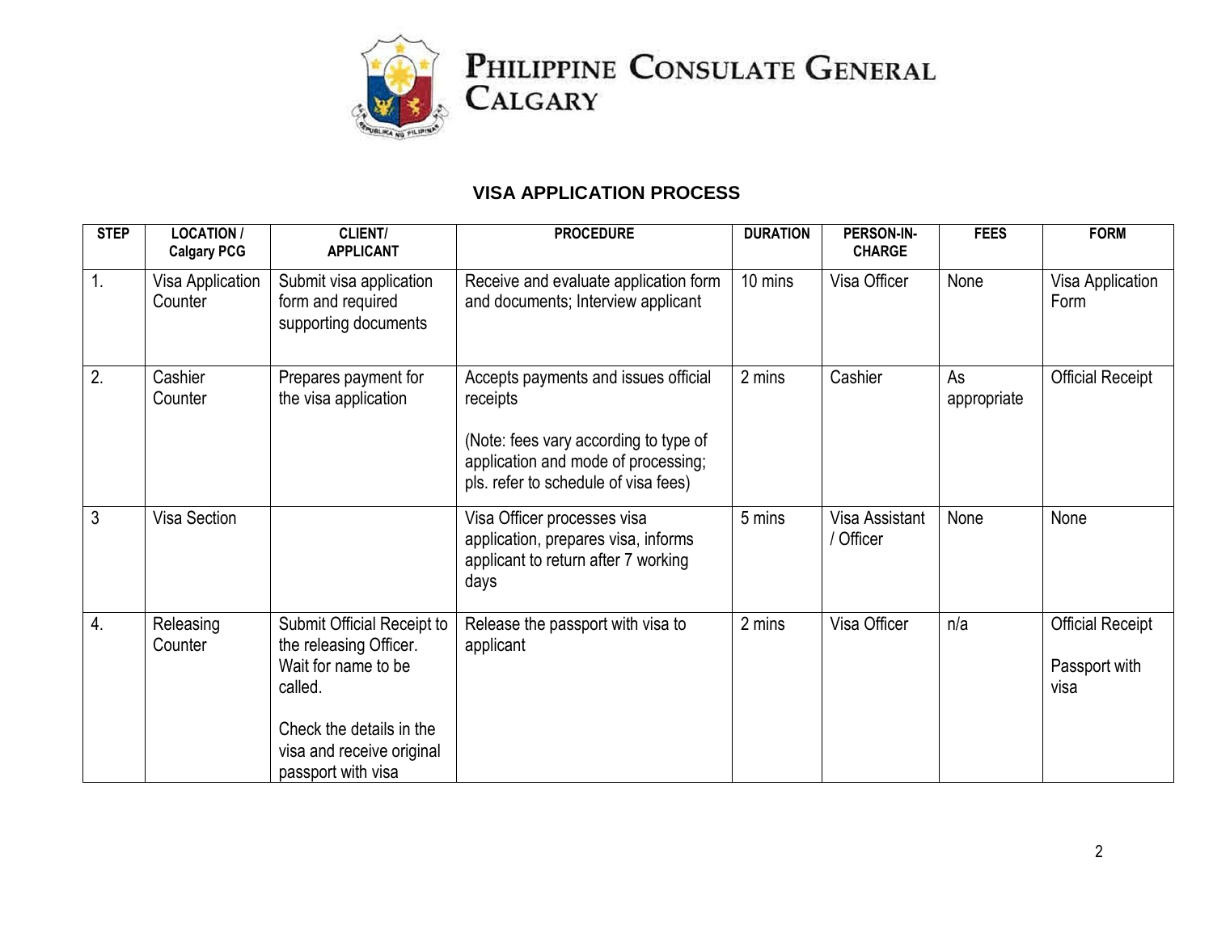# PHILIPPINE CONSULATE GENERAL CALGARY

## VISA APPLICATION PROCESS

| STEP | LOCATION / Calgary PCG | CLIENT/ APPLICANT | PROCEDURE | DURATION | PERSON-IN-CHARGE | FEES | FORM |
|---|---|---|---|---|---|---|---|
| 1. | Visa Application Counter | Submit visa application form and required supporting documents | Receive and evaluate application form and documents; Interview applicant | 10 mins | Visa Officer | None | Visa Application Form |
| 2. | Cashier Counter | Prepares payment for the visa application | Accepts payments and issues official receipts<br><br>(Note: fees vary according to type of application and mode of processing; pls. refer to schedule of visa fees) | 2 mins | Cashier | As appropriate | Official Receipt |
| 3 | Visa Section | | Visa Officer processes visa application, prepares visa, informs applicant to return after 7 working days | 5 mins | Visa Assistant / Officer | None | None |
| 4. | Releasing Counter | Submit Official Receipt to the releasing Officer. Wait for name to be called.<br><br>Check the details in the visa and receive original passport with visa | Release the passport with visa to applicant | 2 mins | Visa Officer | n/a | Official Receipt<br><br>Passport with visa |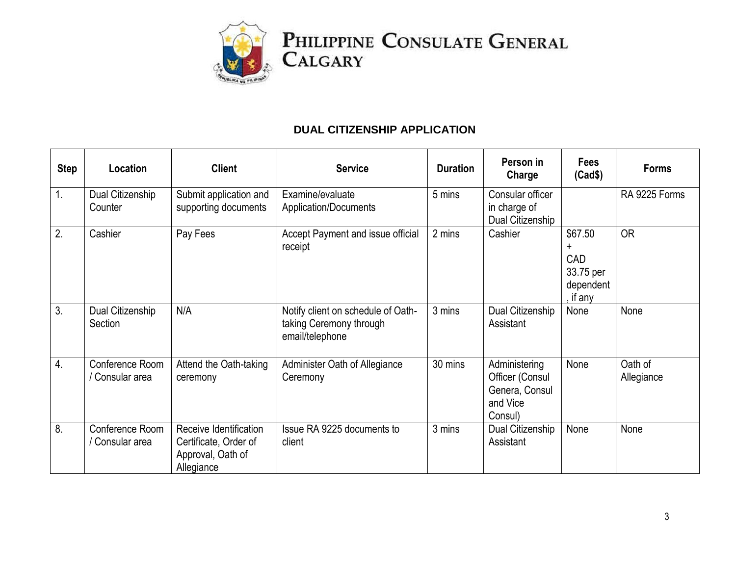# Philippine Consulate General Calgary

## DUAL CITIZENSHIP APPLICATION

| Step | Location | Client | Service | Duration | Person in Charge | Fees (Cad$) | Forms |
|---|---|---|---|---|---|---|---|
| 1. | Dual Citizenship Counter | Submit application and supporting documents | Examine/evaluate Application/Documents | 5 mins | Consular officer in charge of Dual Citizenship | | RA 9225 Forms |
| 2. | Cashier | Pay Fees | Accept Payment and issue official receipt | 2 mins | Cashier | $67.50 + CAD 33.75 per dependent, if any | OR |
| 3. | Dual Citizenship Section | N/A | Notify client on schedule of Oath-taking Ceremony through email/telephone | 3 mins | Dual Citizenship Assistant | None | None |
| 4. | Conference Room / Consular area | Attend the Oath-taking ceremony | Administer Oath of Allegiance Ceremony | 30 mins | Administering Officer (Consul Genera, Consul and Vice Consul) | None | Oath of Allegiance |
| 8. | Conference Room / Consular area | Receive Identification Certificate, Order of Approval, Oath of Allegiance | Issue RA 9225 documents to client | 3 mins | Dual Citizenship Assistant | None | None |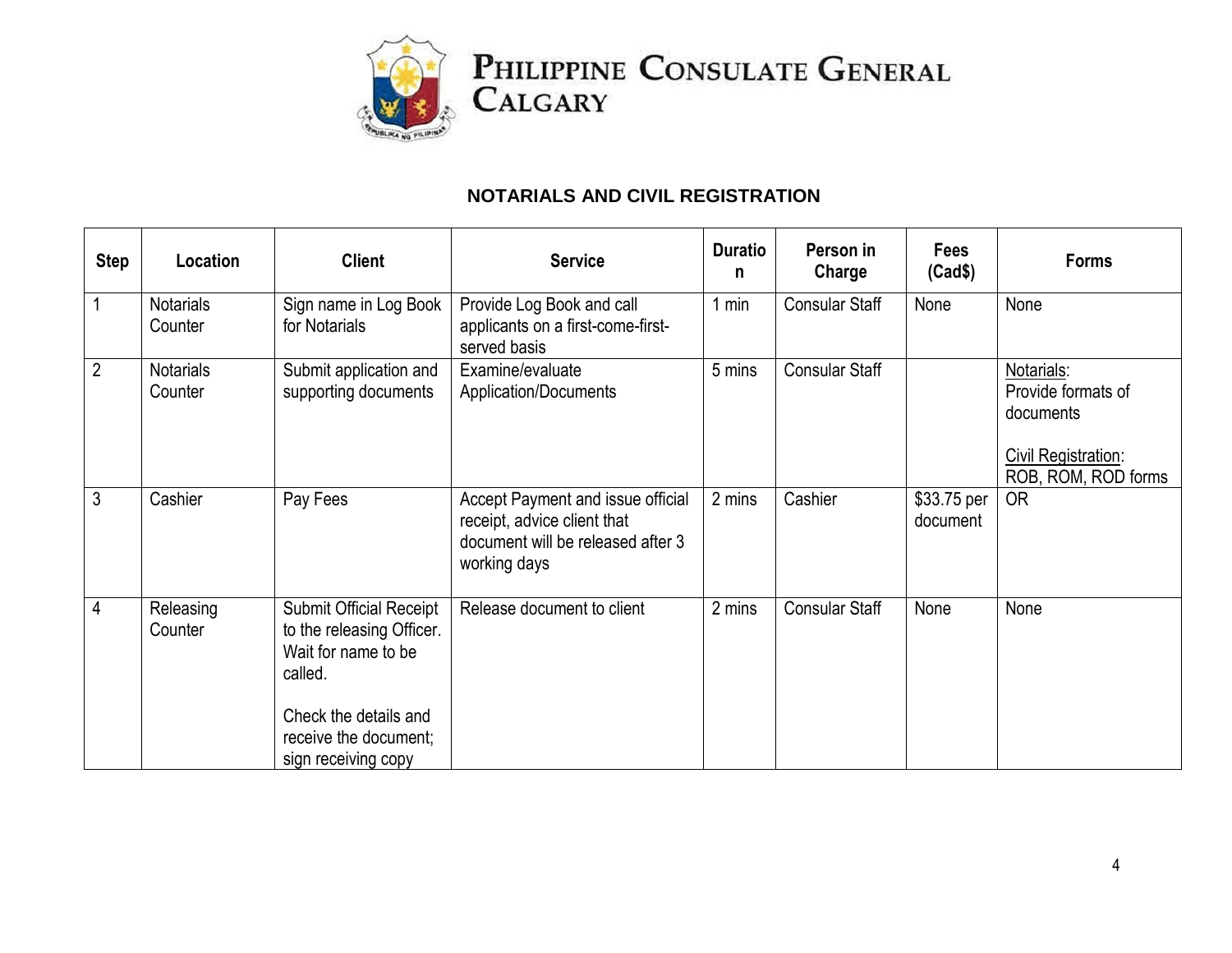PHILIPPINE CONSULATE GENERAL CALGARY

## NOTARIALS AND CIVIL REGISTRATION

| Step | Location | Client | Service | Duration | Person in Charge | Fees (Cad$) | Forms |
|---|---|---|---|---|---|---|---|
| 1 | Notarials Counter | Sign name in Log Book for Notarials | Provide Log Book and call applicants on a first-come-first-served basis | 1 min | Consular Staff | None | None |
| 2 | Notarials Counter | Submit application and supporting documents | Examine/evaluate Application/Documents | 5 mins | Consular Staff | | Notarials: Provide formats of documents<br><br>Civil Registration: ROB, ROM, ROD forms |
| 3 | Cashier | Pay Fees | Accept Payment and issue official receipt, advice client that document will be released after 3 working days | 2 mins | Cashier | $33.75 per document | OR |
| 4 | Releasing Counter | Submit Official Receipt to the releasing Officer. Wait for name to be called.<br><br>Check the details and receive the document; sign receiving copy | Release document to client | 2 mins | Consular Staff | None | None |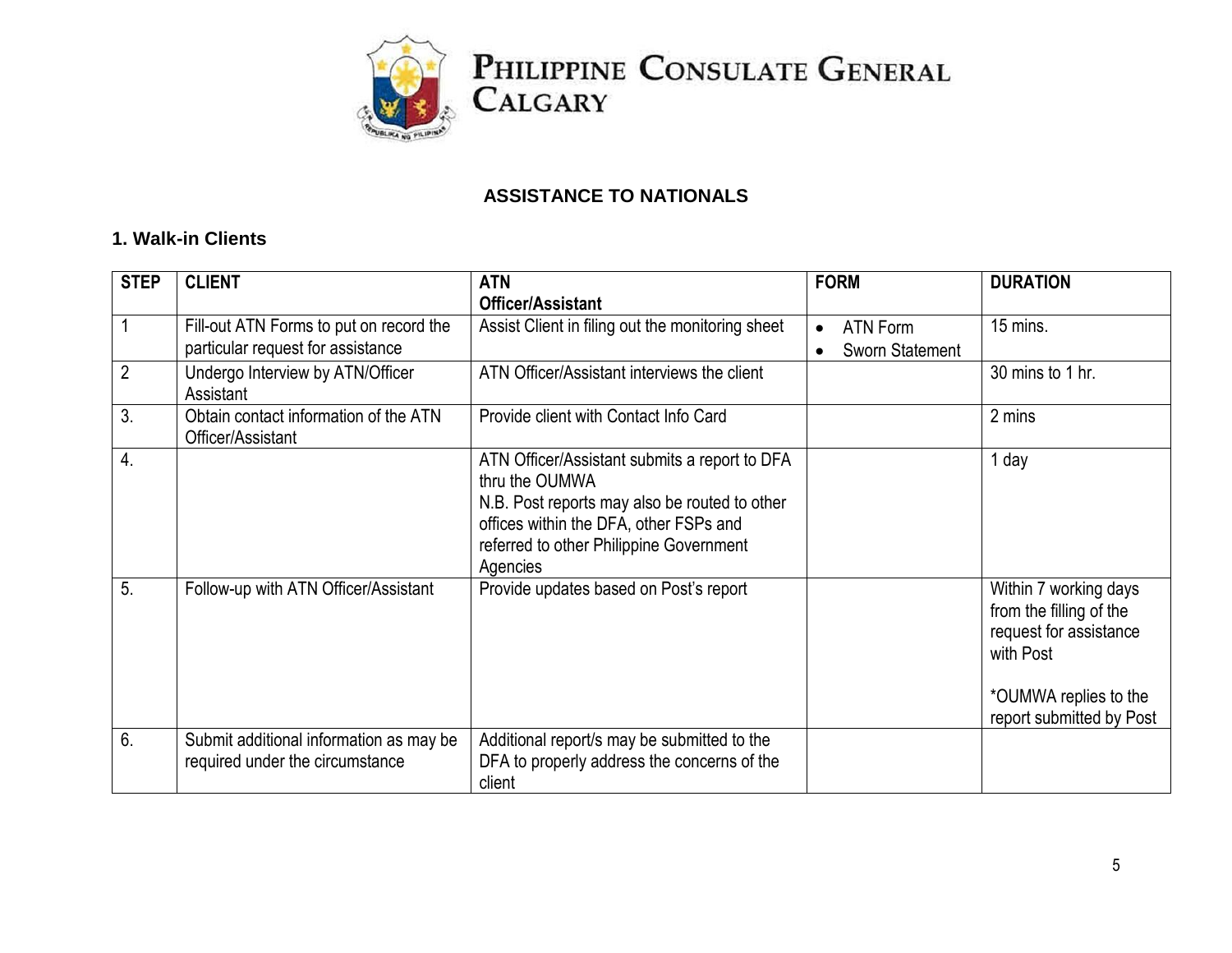# PHILIPPINE CONSULATE GENERAL CALGARY

## ASSISTANCE TO NATIONALS

### 1. Walk-in Clients

| STEP | CLIENT | ATN Officer/Assistant | FORM | DURATION |
|---|---|---|---|---|
| 1 | Fill-out ATN Forms to put on record the particular request for assistance | Assist Client in filing out the monitoring sheet | • ATN Form<br>• Sworn Statement | 15 mins. |
| 2 | Undergo Interview by ATN/Officer Assistant | ATN Officer/Assistant interviews the client | | 30 mins to 1 hr. |
| 3. | Obtain contact information of the ATN Officer/Assistant | Provide client with Contact Info Card | | 2 mins |
| 4. | | ATN Officer/Assistant submits a report to DFA thru the OUMWA<br>N.B. Post reports may also be routed to other offices within the DFA, other FSPs and referred to other Philippine Government Agencies | | 1 day |
| 5. | Follow-up with ATN Officer/Assistant | Provide updates based on Post's report | | Within 7 working days from the filling of the request for assistance with Post<br><br>*OUMWA replies to the report submitted by Post |
| 6. | Submit additional information as may be required under the circumstance | Additional report/s may be submitted to the DFA to properly address the concerns of the client | | |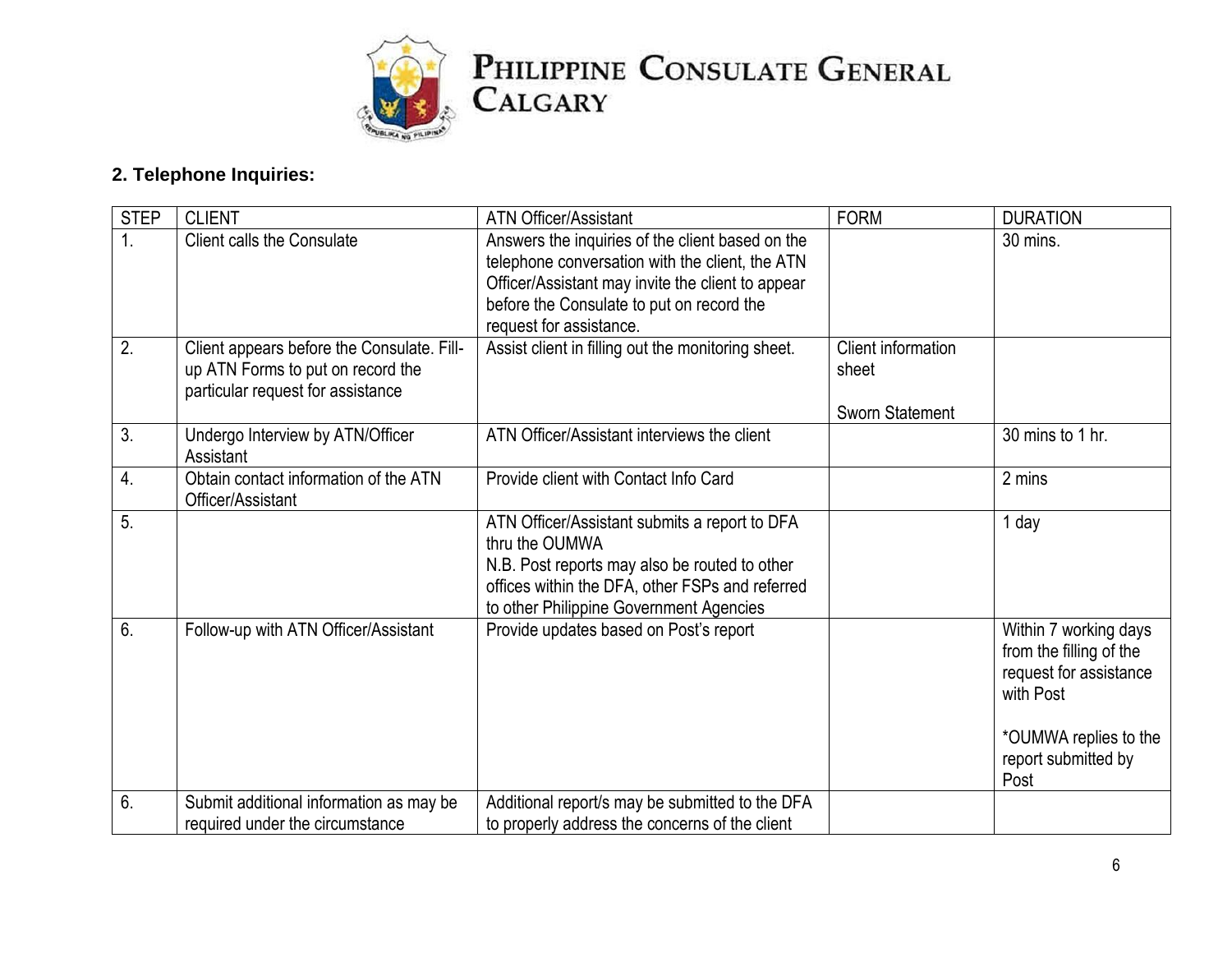## 2. Telephone Inquiries:

| STEP | CLIENT | ATN Officer/Assistant | FORM | DURATION |
|---|---|---|---|---|
| 1. | Client calls the Consulate | Answers the inquiries of the client based on the telephone conversation with the client, the ATN Officer/Assistant may invite the client to appear before the Consulate to put on record the request for assistance. | | 30 mins. |
| 2. | Client appears before the Consulate. Fill-up ATN Forms to put on record the particular request for assistance | Assist client in filling out the monitoring sheet. | Client information sheet<br><br>Sworn Statement | |
| 3. | Undergo Interview by ATN/Officer Assistant | ATN Officer/Assistant interviews the client | | 30 mins to 1 hr. |
| 4. | Obtain contact information of the ATN Officer/Assistant | Provide client with Contact Info Card | | 2 mins |
| 5. | | ATN Officer/Assistant submits a report to DFA thru the OUMWA<br>N.B. Post reports may also be routed to other offices within the DFA, other FSPs and referred to other Philippine Government Agencies | | 1 day |
| 6. | Follow-up with ATN Officer/Assistant | Provide updates based on Post's report | | Within 7 working days from the filling of the request for assistance with Post<br><br>*OUMWA replies to the report submitted by Post |
| 6. | Submit additional information as may be required under the circumstance | Additional report/s may be submitted to the DFA to properly address the concerns of the client | | |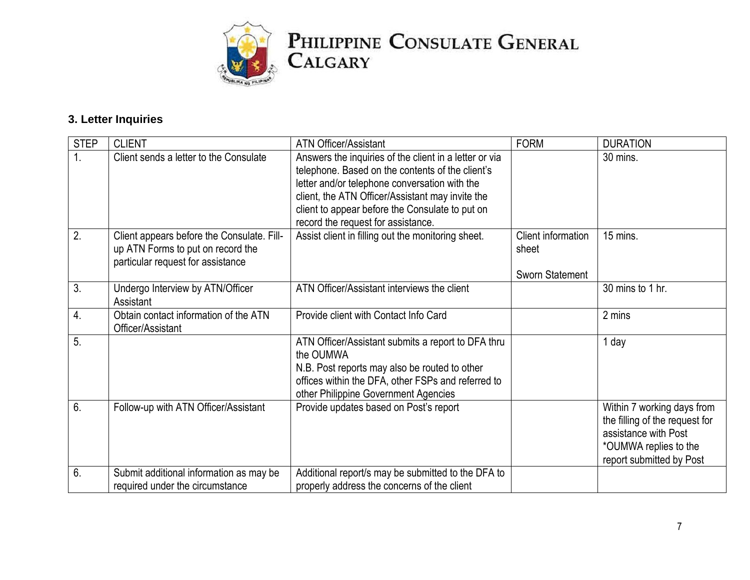PHILIPPINE CONSULATE GENERAL CALGARY

### 3. Letter Inquiries

| STEP | CLIENT | ATN Officer/Assistant | FORM | DURATION |
|---|---|---|---|---|
| 1. | Client sends a letter to the Consulate | Answers the inquiries of the client in a letter or via telephone. Based on the contents of the client's letter and/or telephone conversation with the client, the ATN Officer/Assistant may invite the client to appear before the Consulate to put on record the request for assistance. | | 30 mins. |
| 2. | Client appears before the Consulate. Fill-up ATN Forms to put on record the particular request for assistance | Assist client in filling out the monitoring sheet. | Client information sheet<br><br>Sworn Statement | 15 mins. |
| 3. | Undergo Interview by ATN/Officer Assistant | ATN Officer/Assistant interviews the client | | 30 mins to 1 hr. |
| 4. | Obtain contact information of the ATN Officer/Assistant | Provide client with Contact Info Card | | 2 mins |
| 5. | | ATN Officer/Assistant submits a report to DFA thru the OUMWA<br>N.B. Post reports may also be routed to other offices within the DFA, other FSPs and referred to other Philippine Government Agencies | | 1 day |
| 6. | Follow-up with ATN Officer/Assistant | Provide updates based on Post's report | | Within 7 working days from the filling of the request for assistance with Post<br>*OUMWA replies to the report submitted by Post |
| 6. | Submit additional information as may be required under the circumstance | Additional report/s may be submitted to the DFA to properly address the concerns of the client | | |